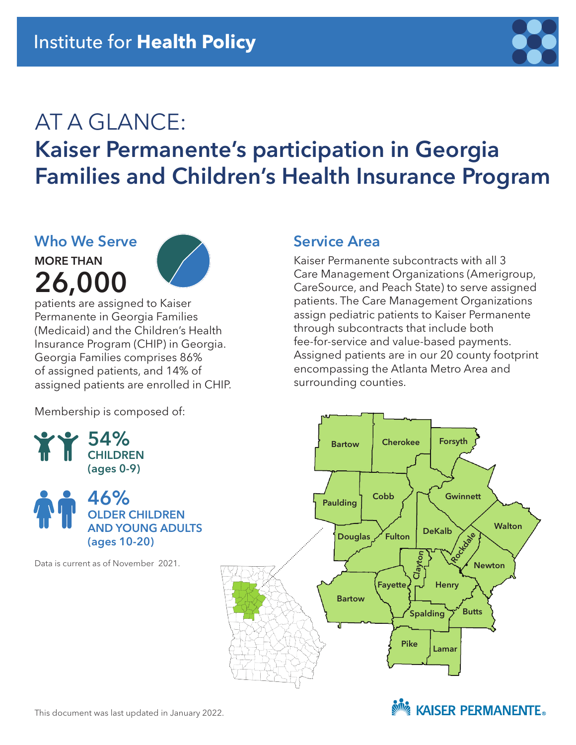Institute for **Health Policy**

# AT A GLANCE:
# Kaiser Permanente's participation in Georgia Families and Children's Health Insurance Program

## Who We Serve

**MORE THAN**

**26,000**

patients are assigned to Kaiser Permanente in Georgia Families (Medicaid) and the Children's Health Insurance Program (CHIP) in Georgia. Georgia Families comprises 86% of assigned patients, and 14% of assigned patients are enrolled in CHIP.

Membership is composed of:

**54%**
**CHILDREN**
**(ages 0-9)**

**46%**
**OLDER CHILDREN AND YOUNG ADULTS**
**(ages 10-20)**

Data is current as of November 2021.

## Service Area

Kaiser Permanente subcontracts with all 3 Care Management Organizations (Amerigroup, CareSource, and Peach State) to serve assigned patients. The Care Management Organizations assign pediatric patients to Kaiser Permanente through subcontracts that include both fee-for-service and value-based payments. Assigned patients are in our 20 county footprint encompassing the Atlanta Metro Area and surrounding counties.

Bartow, Cherokee, Forsyth, Paulding, Cobb, Gwinnett, Walton, Douglas, Fulton, DeKalb, Rockdale, Newton, Clayton, Fayette, Henry, Bartow, Spalding, Butts, Pike, Lamar

This document was last updated in January 2022.

KAISER PERMANENTE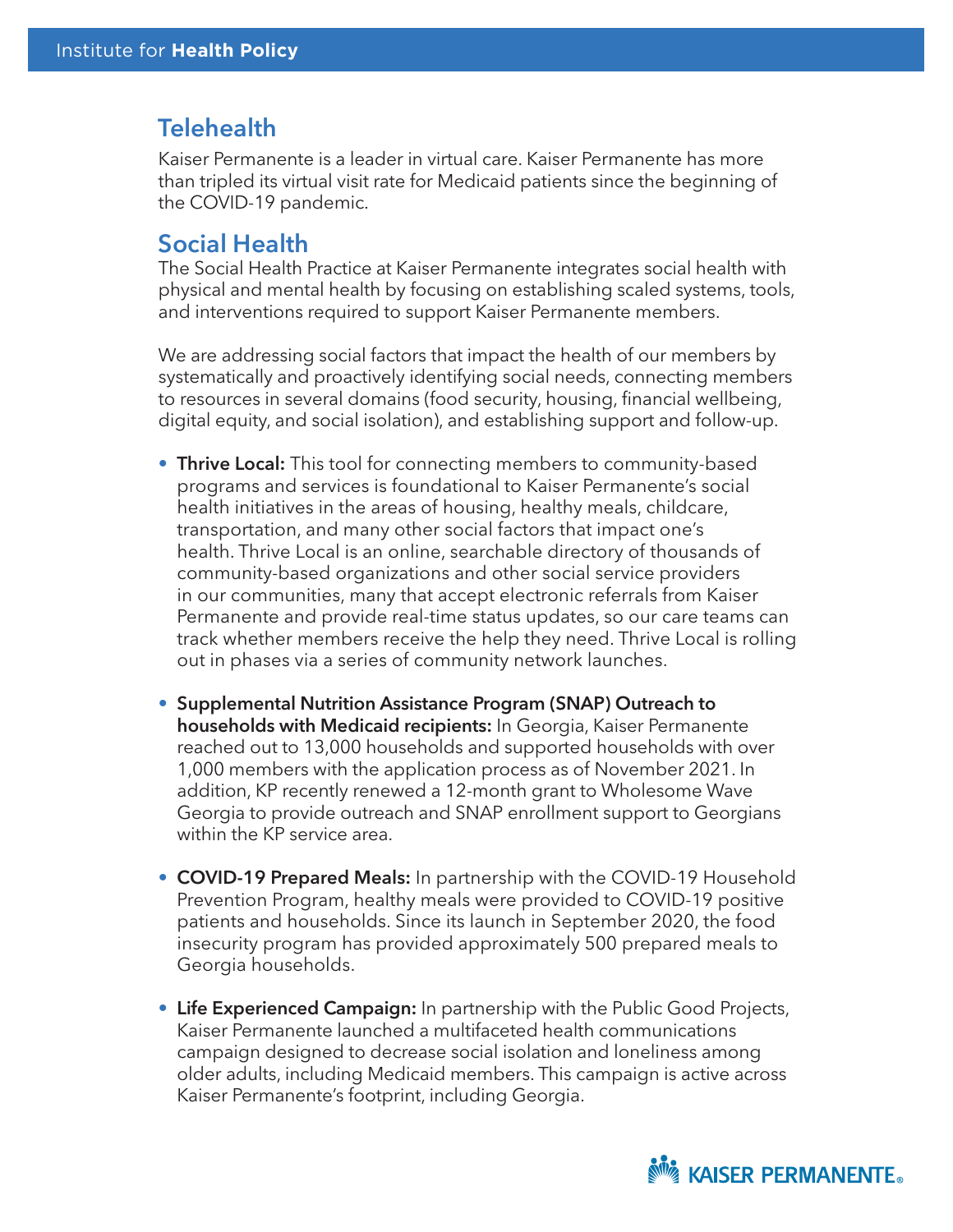## Telehealth

Kaiser Permanente is a leader in virtual care. Kaiser Permanente has more than tripled its virtual visit rate for Medicaid patients since the beginning of the COVID-19 pandemic.

## Social Health

The Social Health Practice at Kaiser Permanente integrates social health with physical and mental health by focusing on establishing scaled systems, tools, and interventions required to support Kaiser Permanente members.

We are addressing social factors that impact the health of our members by systematically and proactively identifying social needs, connecting members to resources in several domains (food security, housing, financial wellbeing, digital equity, and social isolation), and establishing support and follow-up.

- **Thrive Local:** This tool for connecting members to community-based programs and services is foundational to Kaiser Permanente's social health initiatives in the areas of housing, healthy meals, childcare, transportation, and many other social factors that impact one's health. Thrive Local is an online, searchable directory of thousands of community-based organizations and other social service providers in our communities, many that accept electronic referrals from Kaiser Permanente and provide real-time status updates, so our care teams can track whether members receive the help they need. Thrive Local is rolling out in phases via a series of community network launches.
- **Supplemental Nutrition Assistance Program (SNAP) Outreach to households with Medicaid recipients:** In Georgia, Kaiser Permanente reached out to 13,000 households and supported households with over 1,000 members with the application process as of November 2021. In addition, KP recently renewed a 12-month grant to Wholesome Wave Georgia to provide outreach and SNAP enrollment support to Georgians within the KP service area.
- **COVID-19 Prepared Meals:** In partnership with the COVID-19 Household Prevention Program, healthy meals were provided to COVID-19 positive patients and households. Since its launch in September 2020, the food insecurity program has provided approximately 500 prepared meals to Georgia households.
- **Life Experienced Campaign:** In partnership with the Public Good Projects, Kaiser Permanente launched a multifaceted health communications campaign designed to decrease social isolation and loneliness among older adults, including Medicaid members. This campaign is active across Kaiser Permanente's footprint, including Georgia.